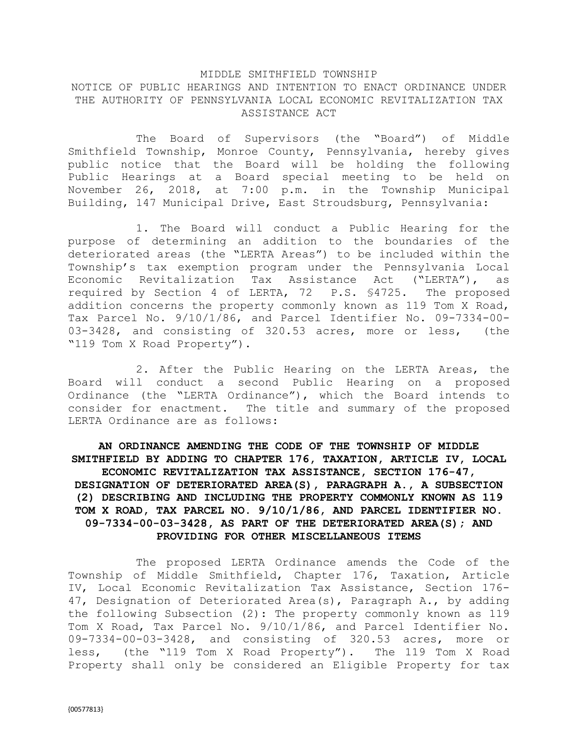MIDDLE SMITHFIELD TOWNSHIP

NOTICE OF PUBLIC HEARINGS AND INTENTION TO ENACT ORDINANCE UNDER THE AUTHORITY OF PENNSYLVANIA LOCAL ECONOMIC REVITALIZATION TAX ASSISTANCE ACT

The Board of Supervisors (the "Board") of Middle Smithfield Township, Monroe County, Pennsylvania, hereby gives public notice that the Board will be holding the following Public Hearings at a Board special meeting to be held on November 26, 2018, at 7:00 p.m. in the Township Municipal Building, 147 Municipal Drive, East Stroudsburg, Pennsylvania:

1. The Board will conduct a Public Hearing for the purpose of determining an addition to the boundaries of the deteriorated areas (the "LERTA Areas") to be included within the Township's tax exemption program under the Pennsylvania Local Economic Revitalization Tax Assistance Act ("LERTA"), as required by Section 4 of LERTA, 72 P.S. §4725. The proposed addition concerns the property commonly known as 119 Tom X Road, Tax Parcel No. 9/10/1/86, and Parcel Identifier No. 09-7334-00-03-3428, and consisting of 320.53 acres, more or less, (the "119 Tom X Road Property").

2. After the Public Hearing on the LERTA Areas, the Board will conduct a second Public Hearing on a proposed Ordinance (the "LERTA Ordinance"), which the Board intends to consider for enactment. The title and summary of the proposed LERTA Ordinance are as follows:

**AN ORDINANCE AMENDING THE CODE OF THE TOWNSHIP OF MIDDLE SMITHFIELD BY ADDING TO CHAPTER 176, TAXATION, ARTICLE IV, LOCAL ECONOMIC REVITALIZATION TAX ASSISTANCE, SECTION 176-47, DESIGNATION OF DETERIORATED AREA(S), PARAGRAPH A., A SUBSECTION (2) DESCRIBING AND INCLUDING THE PROPERTY COMMONLY KNOWN AS 119 TOM X ROAD, TAX PARCEL NO. 9/10/1/86, AND PARCEL IDENTIFIER NO. 09-7334-00-03-3428, AS PART OF THE DETERIORATED AREA(S); AND PROVIDING FOR OTHER MISCELLANEOUS ITEMS**

The proposed LERTA Ordinance amends the Code of the Township of Middle Smithfield, Chapter 176, Taxation, Article IV, Local Economic Revitalization Tax Assistance, Section 176-47, Designation of Deteriorated Area(s), Paragraph A., by adding the following Subsection (2): The property commonly known as 119 Tom X Road, Tax Parcel No. 9/10/1/86, and Parcel Identifier No. 09-7334-00-03-3428, and consisting of 320.53 acres, more or less, (the "119 Tom X Road Property"). The 119 Tom X Road Property shall only be considered an Eligible Property for tax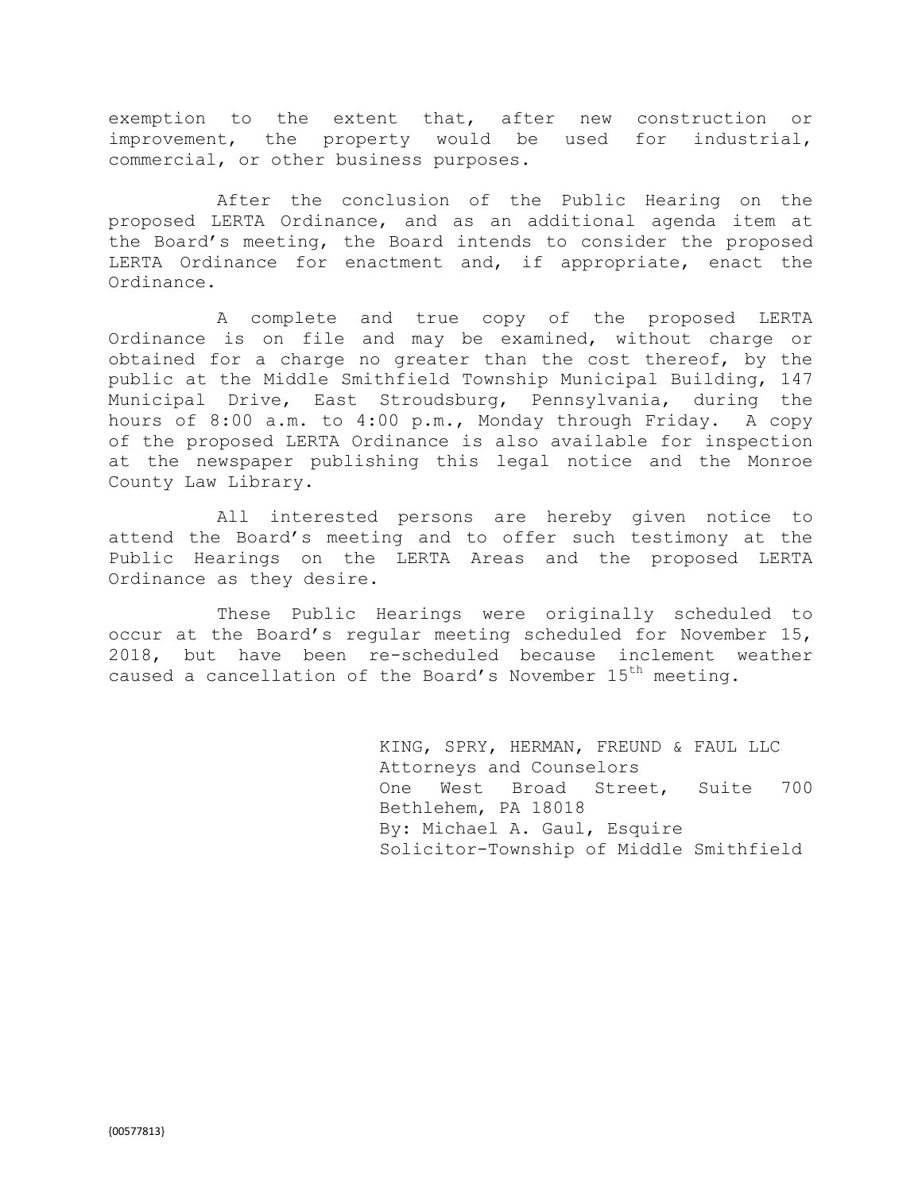exemption to the extent that, after new construction or improvement, the property would be used for industrial, commercial, or other business purposes.

After the conclusion of the Public Hearing on the proposed LERTA Ordinance, and as an additional agenda item at the Board's meeting, the Board intends to consider the proposed LERTA Ordinance for enactment and, if appropriate, enact the Ordinance.

A complete and true copy of the proposed LERTA Ordinance is on file and may be examined, without charge or obtained for a charge no greater than the cost thereof, by the public at the Middle Smithfield Township Municipal Building, 147 Municipal Drive, East Stroudsburg, Pennsylvania, during the hours of 8:00 a.m. to 4:00 p.m., Monday through Friday. A copy of the proposed LERTA Ordinance is also available for inspection at the newspaper publishing this legal notice and the Monroe County Law Library.

All interested persons are hereby given notice to attend the Board's meeting and to offer such testimony at the Public Hearings on the LERTA Areas and the proposed LERTA Ordinance as they desire.

These Public Hearings were originally scheduled to occur at the Board's regular meeting scheduled for November 15, 2018, but have been re-scheduled because inclement weather caused a cancellation of the Board's November 15th meeting.

KING, SPRY, HERMAN, FREUND & FAUL LLC
Attorneys and Counselors
One West Broad Street, Suite 700
Bethlehem, PA 18018
By: Michael A. Gaul, Esquire
Solicitor-Township of Middle Smithfield

{00577813}